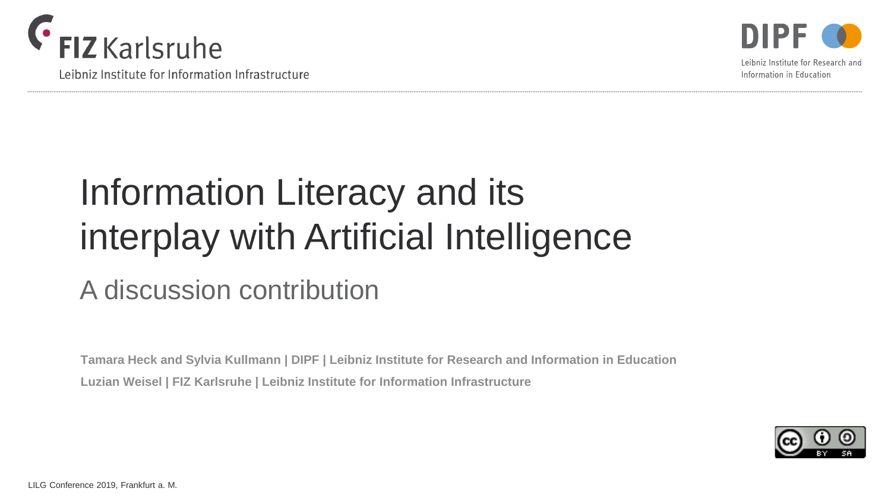FIZ Karlsruhe

Leibniz Institute for Information Infrastructure

DIPF

Leibniz Institute for Research and Information in Education

# Information Literacy and its interplay with Artificial Intelligence

## A discussion contribution

**Tamara Heck and Sylvia Kullmann | DIPF | Leibniz Institute for Research and Information in Education**

**Luzian Weisel | FIZ Karlsruhe | Leibniz Institute for Information Infrastructure**

LILG Conference 2019, Frankfurt a. M.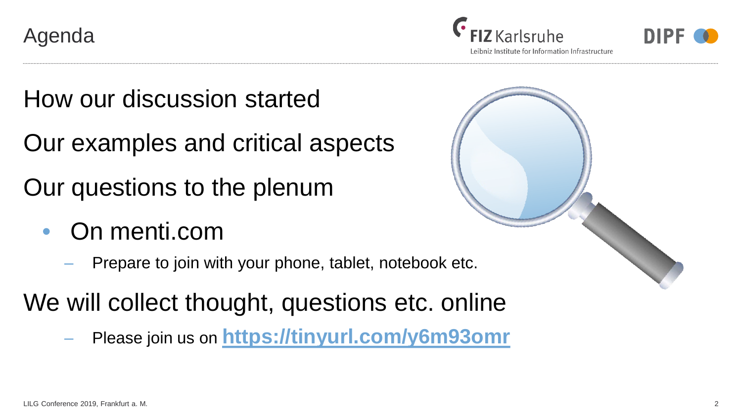# Agenda

How our discussion started

Our examples and critical aspects

Our questions to the plenum

- On menti.com
  - Prepare to join with your phone, tablet, notebook etc.

We will collect thought, questions etc. online

- Please join us on **https://tinyurl.com/y6m93omr**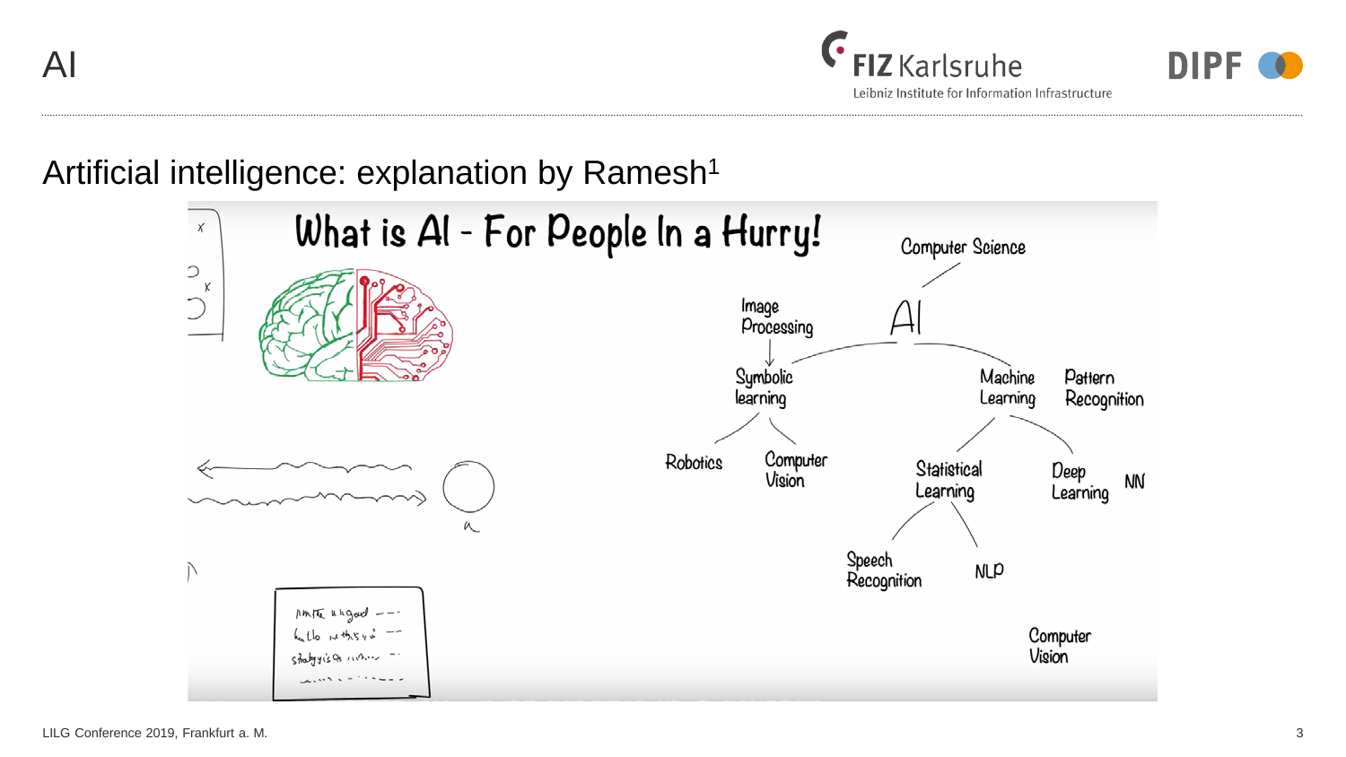# AI

## Artificial intelligence: explanation by Ramesh[1]

What is AI - For People In a Hurry!

Computer Science

AI

Image Processing

Symbolic learning

Machine Learning

Pattern Recognition

Robotics

Computer Vision

Statistical Learning

Deep Learning

NN

Speech Recognition

NLP

Computer Vision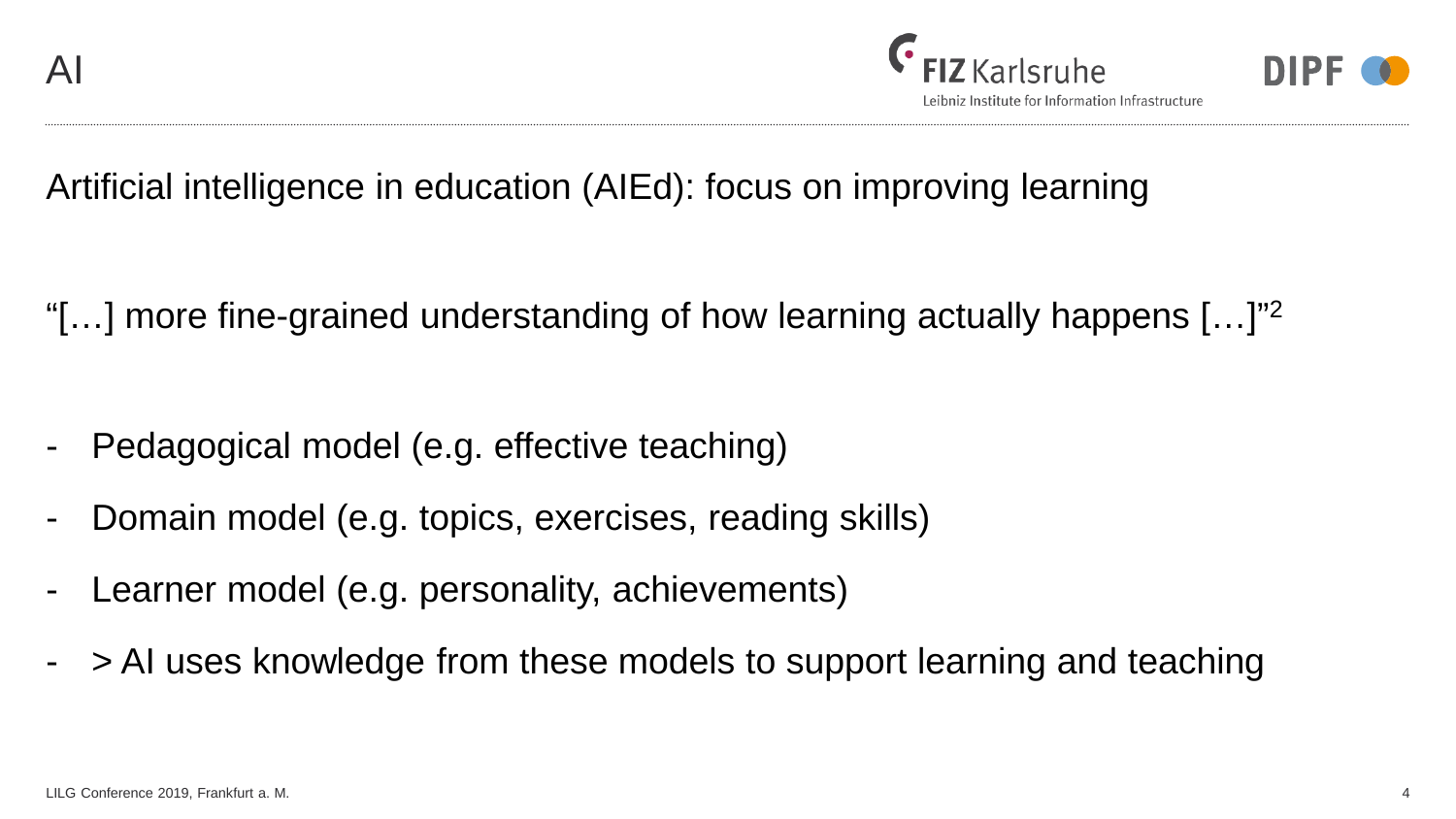# AI

Artificial intelligence in education (AIEd): focus on improving learning

"[…] more fine-grained understanding of how learning actually happens […]"[2]

- Pedagogical model (e.g. effective teaching)
- Domain model (e.g. topics, exercises, reading skills)
- Learner model (e.g. personality, achievements)
- > AI uses knowledge from these models to support learning and teaching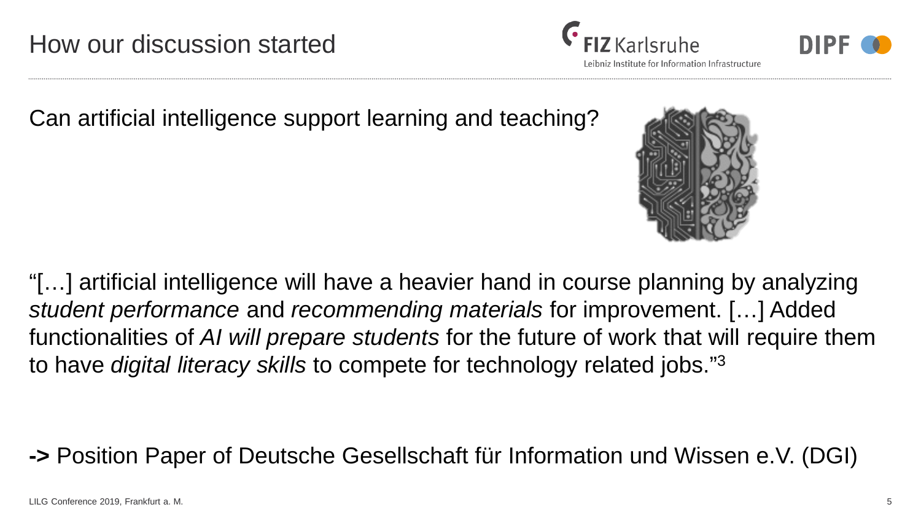# How our discussion started

Can artificial intelligence support learning and teaching?

"[…] artificial intelligence will have a heavier hand in course planning by analyzing *student performance* and *recommending materials* for improvement. […] Added functionalities of *AI will prepare students* for the future of work that will require them to have *digital literacy skills* to compete for technology related jobs."[3]

**->** Position Paper of Deutsche Gesellschaft für Information und Wissen e.V. (DGI)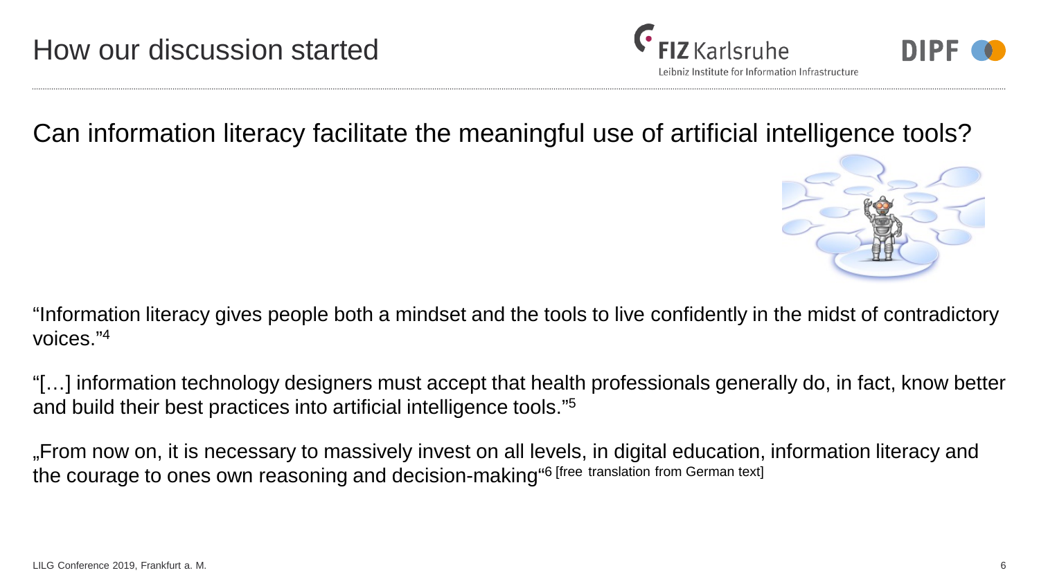# How our discussion started

Can information literacy facilitate the meaningful use of artificial intelligence tools?

“Information literacy gives people both a mindset and the tools to live confidently in the midst of contradictory voices.”[4]

“[…] information technology designers must accept that health professionals generally do, in fact, know better and build their best practices into artificial intelligence tools.”[5]

„From now on, it is necessary to massively invest on all levels, in digital education, information literacy and the courage to ones own reasoning and decision-making“[6] [free translation from German text]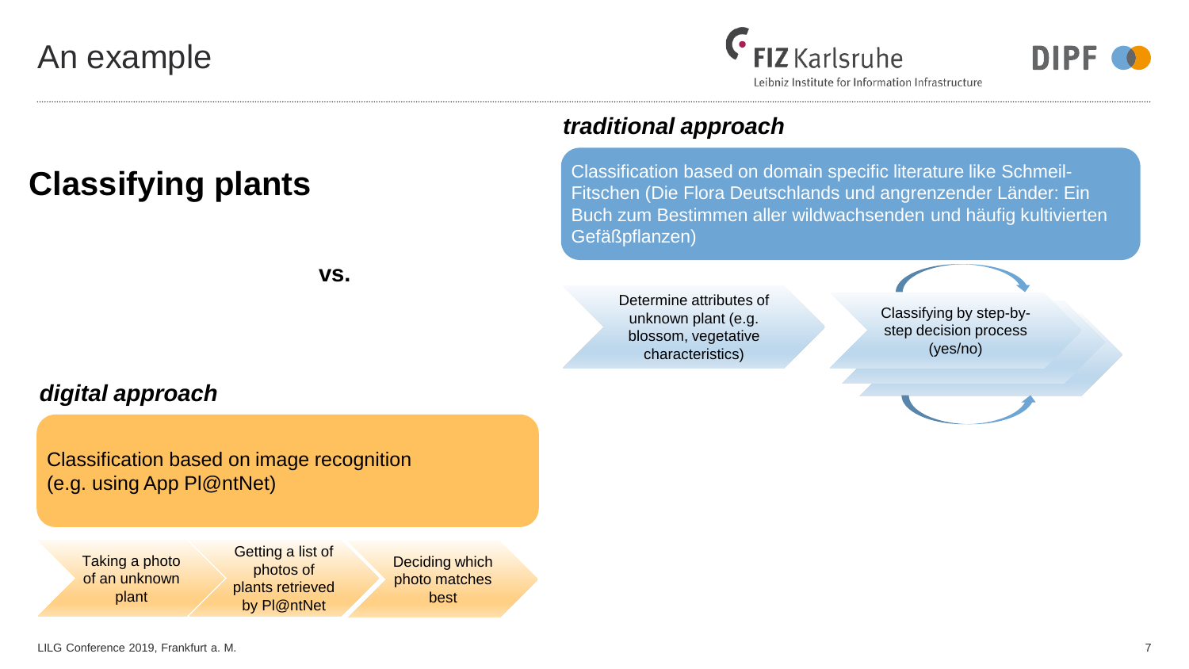# An example

## Classifying plants

vs.

### *traditional approach*

Classification based on domain specific literature like Schmeil-Fitschen (Die Flora Deutschlands und angrenzender Länder: Ein Buch zum Bestimmen aller wildwachsenden und häufig kultivierten Gefäßpflanzen)

- Determine attributes of unknown plant (e.g. blossom, vegetative characteristics)
- Classifying by step-by-step decision process (yes/no)

### *digital approach*

Classification based on image recognition (e.g. using App Pl@ntNet)

- Taking a photo of an unknown plant
- Getting a list of photos of plants retrieved by Pl@ntNet
- Deciding which photo matches best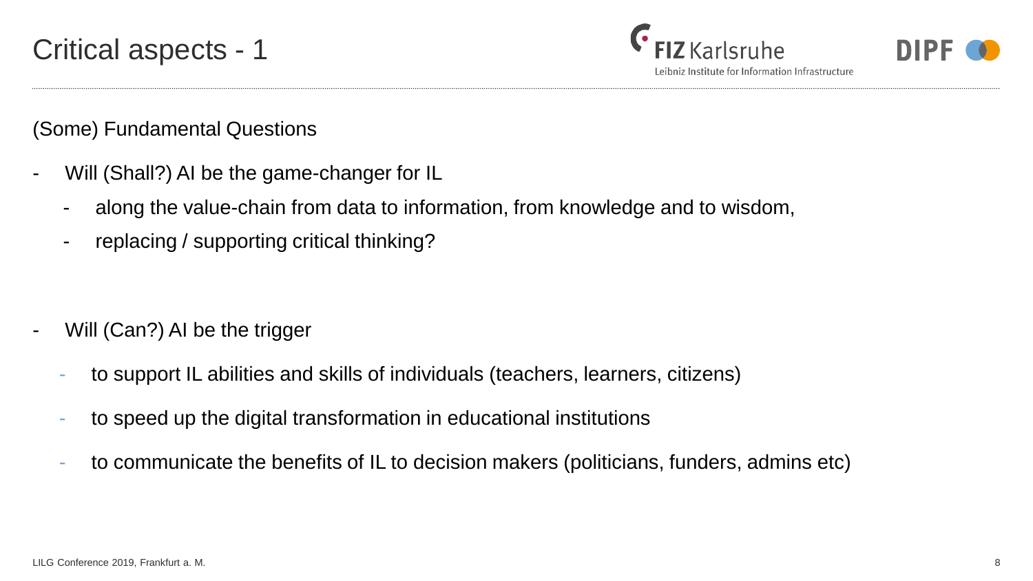# Critical aspects - 1

(Some) Fundamental Questions

- Will (Shall?) AI be the game-changer for IL
  - along the value-chain from data to information, from knowledge and to wisdom,
  - replacing / supporting critical thinking?

- Will (Can?) AI be the trigger
  - to support IL abilities and skills of individuals (teachers, learners, citizens)
  - to speed up the digital transformation in educational institutions
  - to communicate the benefits of IL to decision makers (politicians, funders, admins etc)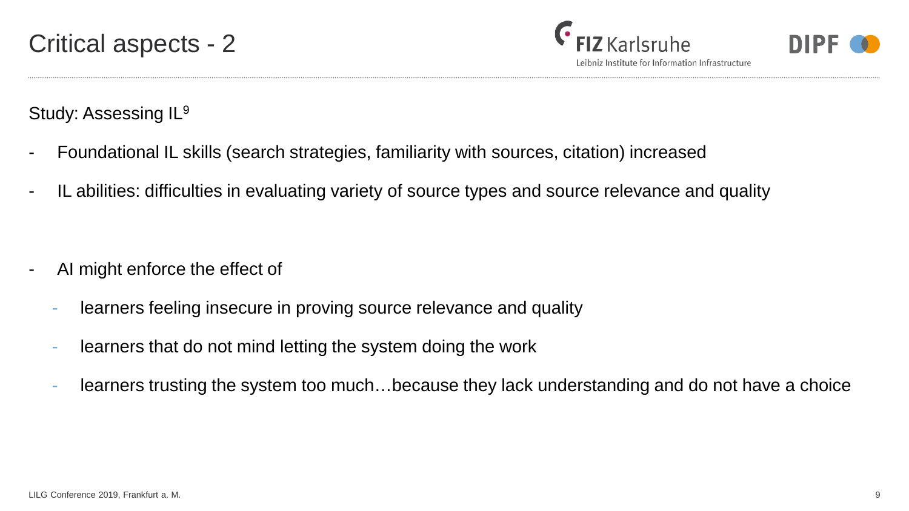# Critical aspects - 2

Study: Assessing IL[9]

- Foundational IL skills (search strategies, familiarity with sources, citation) increased
- IL abilities: difficulties in evaluating variety of source types and source relevance and quality

- AI might enforce the effect of
  - learners feeling insecure in proving source relevance and quality
  - learners that do not mind letting the system doing the work
  - learners trusting the system too much…because they lack understanding and do not have a choice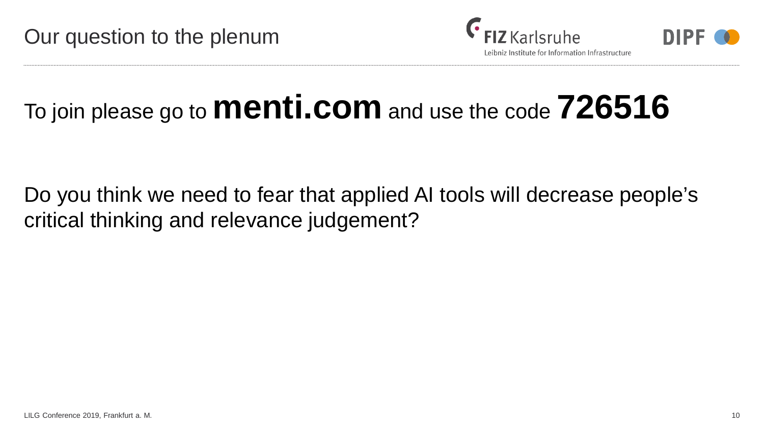# Our question to the plenum

To join please go to **menti.com** and use the code **726516**

Do you think we need to fear that applied AI tools will decrease people's critical thinking and relevance judgement?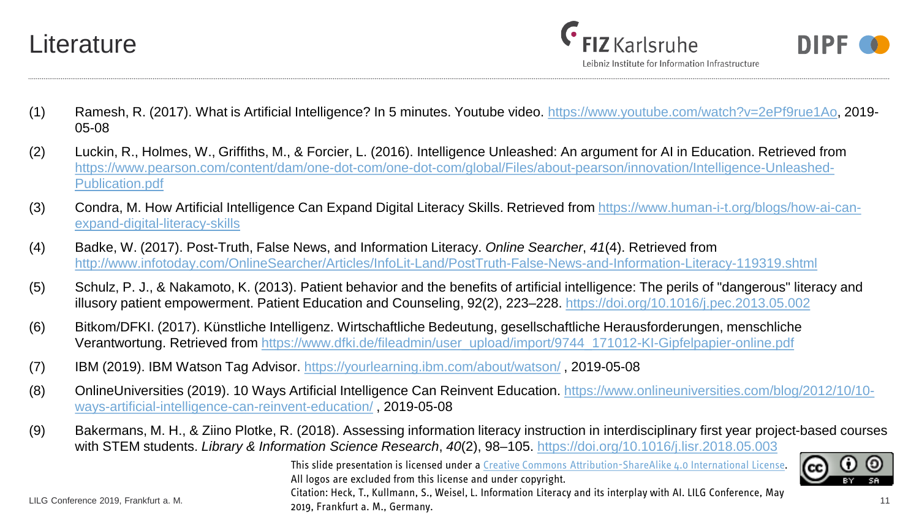# Literature

(1) Ramesh, R. (2017). What is Artificial Intelligence? In 5 minutes. Youtube video. https://www.youtube.com/watch?v=2ePf9rue1Ao, 2019-05-08

(2) Luckin, R., Holmes, W., Griffiths, M., & Forcier, L. (2016). Intelligence Unleashed: An argument for AI in Education. Retrieved from https://www.pearson.com/content/dam/one-dot-com/one-dot-com/global/Files/about-pearson/innovation/Intelligence-Unleashed-Publication.pdf

(3) Condra, M. How Artificial Intelligence Can Expand Digital Literacy Skills. Retrieved from https://www.human-i-t.org/blogs/how-ai-can-expand-digital-literacy-skills

(4) Badke, W. (2017). Post-Truth, False News, and Information Literacy. *Online Searcher*, *41*(4). Retrieved from http://www.infotoday.com/OnlineSearcher/Articles/InfoLit-Land/PostTruth-False-News-and-Information-Literacy-119319.shtml

(5) Schulz, P. J., & Nakamoto, K. (2013). Patient behavior and the benefits of artificial intelligence: The perils of "dangerous" literacy and illusory patient empowerment. Patient Education and Counseling, 92(2), 223–228. https://doi.org/10.1016/j.pec.2013.05.002

(6) Bitkom/DFKI. (2017). Künstliche Intelligenz. Wirtschaftliche Bedeutung, gesellschaftliche Herausforderungen, menschliche Verantwortung. Retrieved from https://www.dfki.de/fileadmin/user_upload/import/9744_171012-KI-Gipfelpapier-online.pdf

(7) IBM (2019). IBM Watson Tag Advisor. https://yourlearning.ibm.com/about/watson/ , 2019-05-08

(8) OnlineUniversities (2019). 10 Ways Artificial Intelligence Can Reinvent Education. https://www.onlineuniversities.com/blog/2012/10/10-ways-artificial-intelligence-can-reinvent-education/ , 2019-05-08

(9) Bakermans, M. H., & Ziino Plotke, R. (2018). Assessing information literacy instruction in interdisciplinary first year project-based courses with STEM students. *Library & Information Science Research*, *40*(2), 98–105. https://doi.org/10.1016/j.lisr.2018.05.003

This slide presentation is licensed under a Creative Commons Attribution-ShareAlike 4.0 International License.
All logos are excluded from this license and under copyright.
Citation: Heck, T., Kullmann, S., Weisel, L. Information Literacy and its interplay with AI. LILG Conference, May 2019, Frankfurt a. M., Germany.